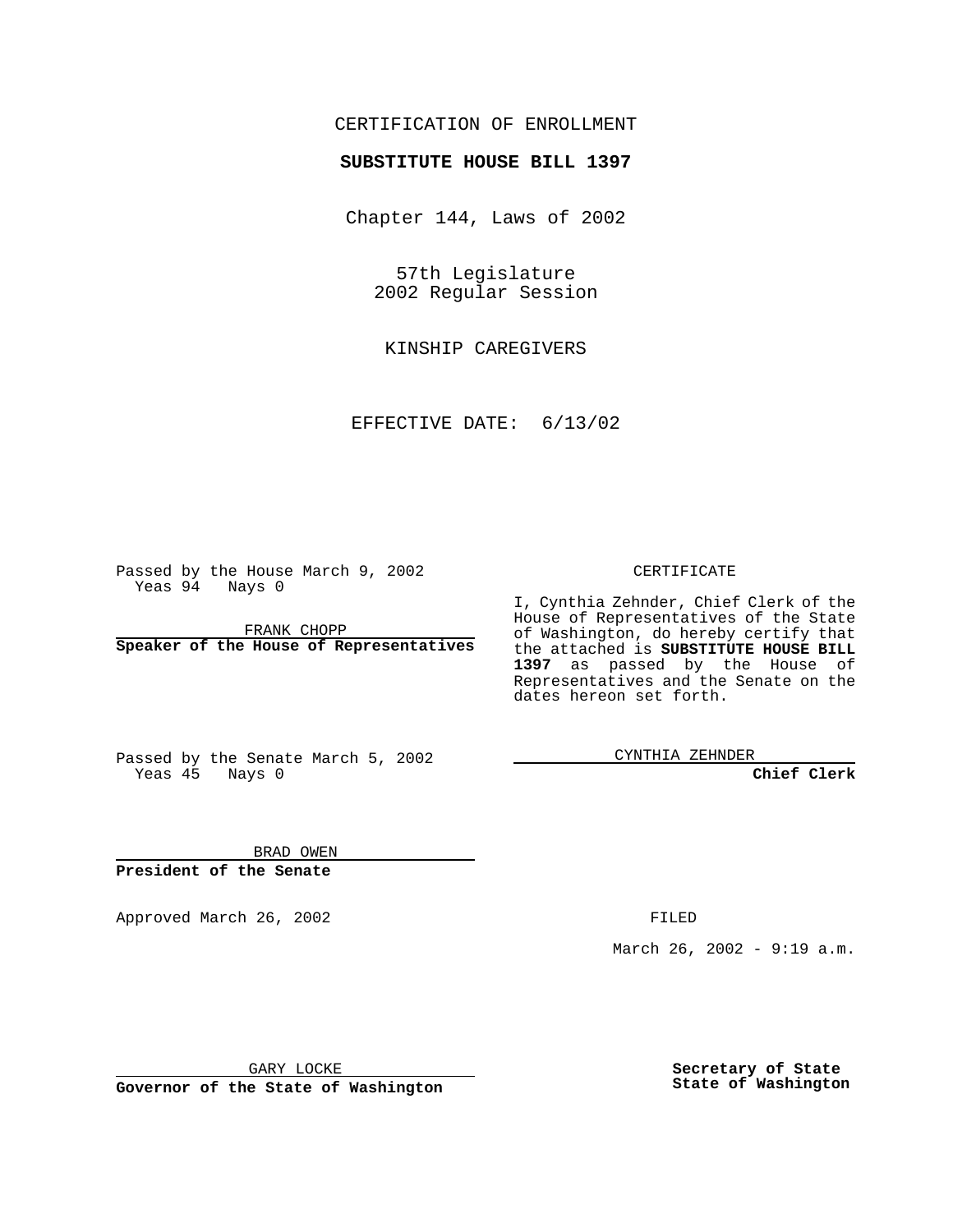CERTIFICATION OF ENROLLMENT

**SUBSTITUTE HOUSE BILL 1397**

Chapter 144, Laws of 2002

57th Legislature
2002 Regular Session

KINSHIP CAREGIVERS

EFFECTIVE DATE: 6/13/02

Passed by the House March 9, 2002
Yeas 94 Nays 0

FRANK CHOPP
**Speaker of the House of Representatives**

Passed by the Senate March 5, 2002
Yeas 45 Nays 0

BRAD OWEN
**President of the Senate**

CERTIFICATE

I, Cynthia Zehnder, Chief Clerk of the House of Representatives of the State of Washington, do hereby certify that the attached is **SUBSTITUTE HOUSE BILL 1397** as passed by the House of Representatives and the Senate on the dates hereon set forth.

CYNTHIA ZEHNDER
**Chief Clerk**

Approved March 26, 2002

FILED

March 26, 2002 - 9:19 a.m.

GARY LOCKE
**Governor of the State of Washington**

**Secretary of State**
**State of Washington**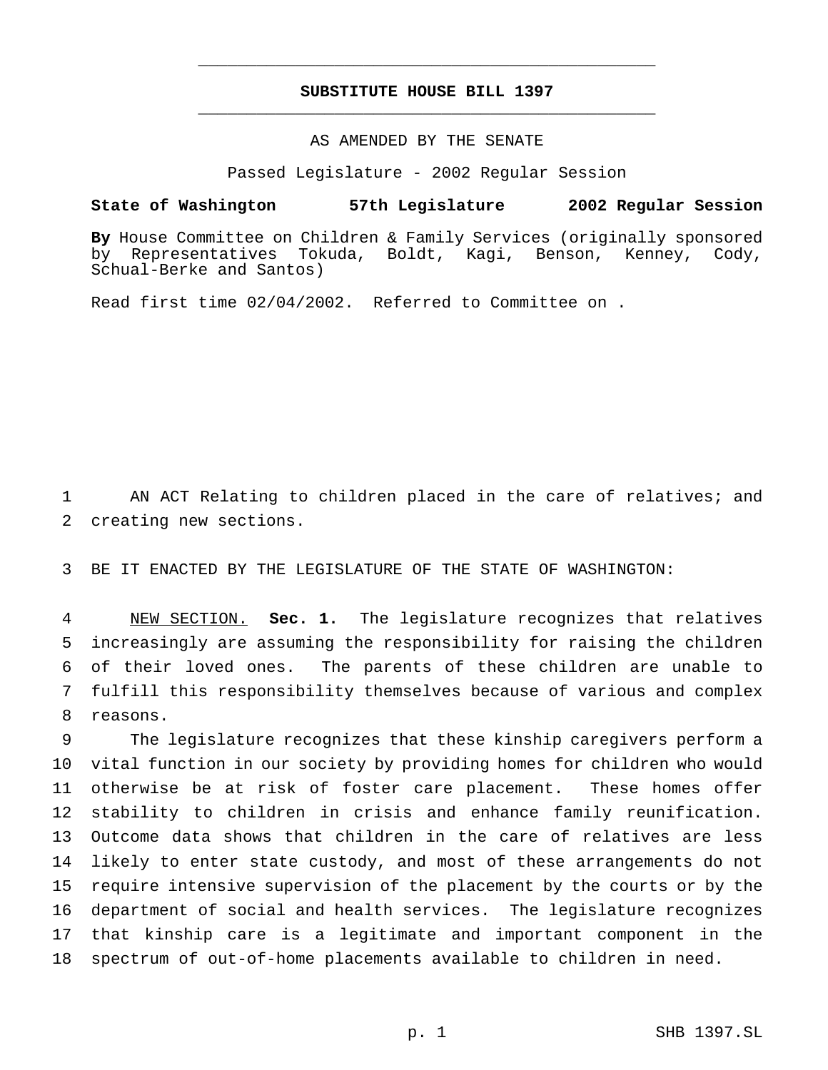**SUBSTITUTE HOUSE BILL 1397**

AS AMENDED BY THE SENATE

Passed Legislature - 2002 Regular Session

**State of Washington 57th Legislature 2002 Regular Session**

**By** House Committee on Children & Family Services (originally sponsored by Representatives Tokuda, Boldt, Kagi, Benson, Kenney, Cody, Schual-Berke and Santos)

Read first time 02/04/2002. Referred to Committee on .

AN ACT Relating to children placed in the care of relatives; and creating new sections.

BE IT ENACTED BY THE LEGISLATURE OF THE STATE OF WASHINGTON:

NEW SECTION. **Sec. 1.** The legislature recognizes that relatives increasingly are assuming the responsibility for raising the children of their loved ones. The parents of these children are unable to fulfill this responsibility themselves because of various and complex reasons.

The legislature recognizes that these kinship caregivers perform a vital function in our society by providing homes for children who would otherwise be at risk of foster care placement. These homes offer stability to children in crisis and enhance family reunification. Outcome data shows that children in the care of relatives are less likely to enter state custody, and most of these arrangements do not require intensive supervision of the placement by the courts or by the department of social and health services. The legislature recognizes that kinship care is a legitimate and important component in the spectrum of out-of-home placements available to children in need.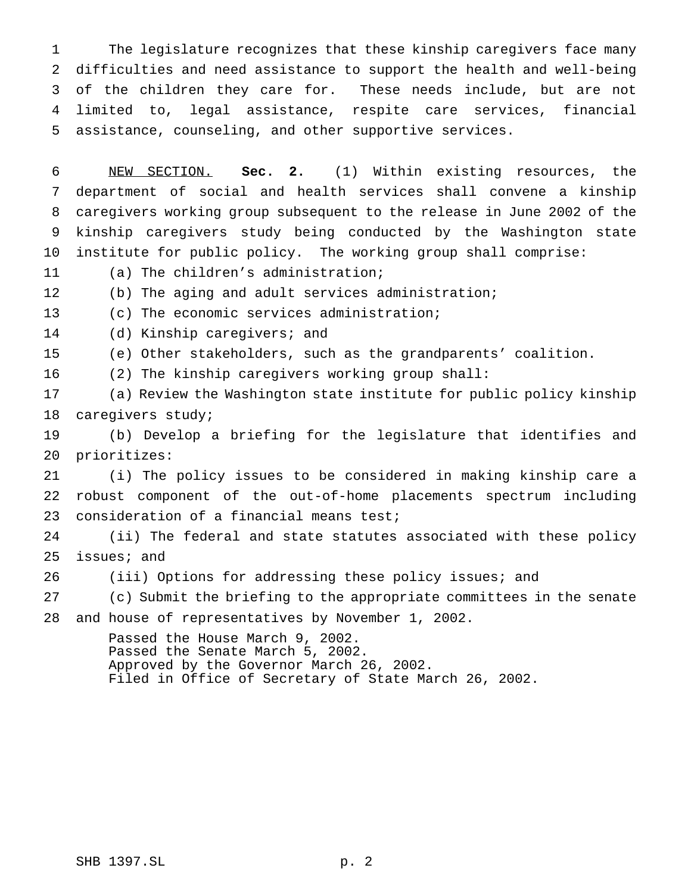The legislature recognizes that these kinship caregivers face many difficulties and need assistance to support the health and well-being of the children they care for. These needs include, but are not limited to, legal assistance, respite care services, financial assistance, counseling, and other supportive services.

NEW SECTION. **Sec. 2.** (1) Within existing resources, the department of social and health services shall convene a kinship caregivers working group subsequent to the release in June 2002 of the kinship caregivers study being conducted by the Washington state institute for public policy. The working group shall comprise:

(a) The children's administration;

(b) The aging and adult services administration;

(c) The economic services administration;

(d) Kinship caregivers; and

(e) Other stakeholders, such as the grandparents' coalition.

(2) The kinship caregivers working group shall:

(a) Review the Washington state institute for public policy kinship caregivers study;

(b) Develop a briefing for the legislature that identifies and prioritizes:

(i) The policy issues to be considered in making kinship care a robust component of the out-of-home placements spectrum including consideration of a financial means test;

(ii) The federal and state statutes associated with these policy issues; and

(iii) Options for addressing these policy issues; and

(c) Submit the briefing to the appropriate committees in the senate and house of representatives by November 1, 2002.

Passed the House March 9, 2002.
Passed the Senate March 5, 2002.
Approved by the Governor March 26, 2002.
Filed in Office of Secretary of State March 26, 2002.